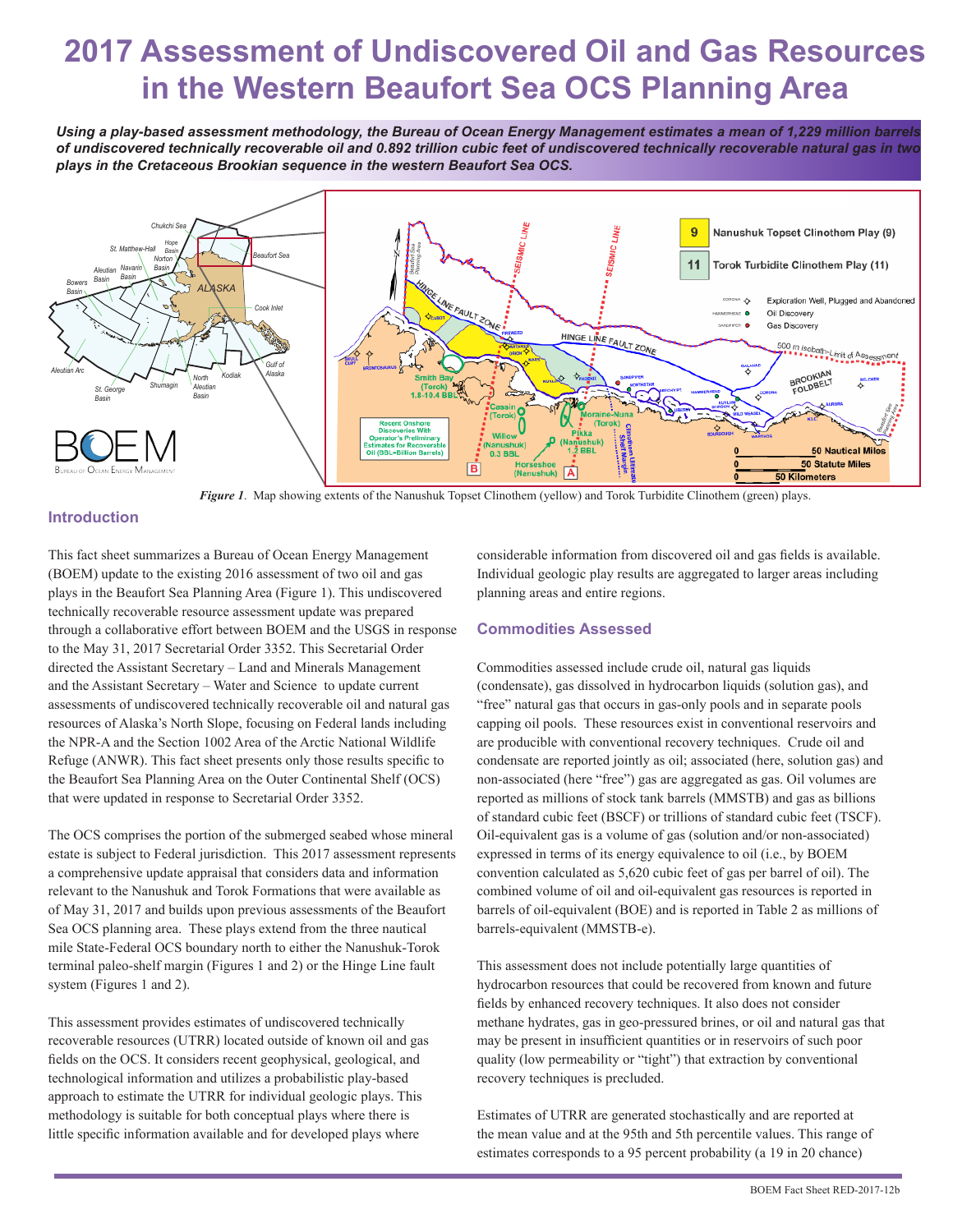# 2017 Assessment of Undiscovered Oil and Gas Resources in the Western Beaufort Sea OCS Planning Area

***Using a play-based assessment methodology, the Bureau of Ocean Energy Management estimates a mean of 1,229 million barrels of undiscovered technically recoverable oil and 0.892 trillion cubic feet of undiscovered technically recoverable natural gas in two plays in the Cretaceous Brookian sequence in the western Beaufort Sea OCS.***

*Figure 1*. Map showing extents of the Nanushuk Topset Clinothem (yellow) and Torok Turbidite Clinothem (green) plays.

## Introduction

This fact sheet summarizes a Bureau of Ocean Energy Management (BOEM) update to the existing 2016 assessment of two oil and gas plays in the Beaufort Sea Planning Area (Figure 1). This undiscovered technically recoverable resource assessment update was prepared through a collaborative effort between BOEM and the USGS in response to the May 31, 2017 Secretarial Order 3352. This Secretarial Order directed the Assistant Secretary – Land and Minerals Management and the Assistant Secretary – Water and Science to update current assessments of undiscovered technically recoverable oil and natural gas resources of Alaska's North Slope, focusing on Federal lands including the NPR-A and the Section 1002 Area of the Arctic National Wildlife Refuge (ANWR). This fact sheet presents only those results specific to the Beaufort Sea Planning Area on the Outer Continental Shelf (OCS) that were updated in response to Secretarial Order 3352.

The OCS comprises the portion of the submerged seabed whose mineral estate is subject to Federal jurisdiction. This 2017 assessment represents a comprehensive update appraisal that considers data and information relevant to the Nanushuk and Torok Formations that were available as of May 31, 2017 and builds upon previous assessments of the Beaufort Sea OCS planning area. These plays extend from the three nautical mile State-Federal OCS boundary north to either the Nanushuk-Torok terminal paleo-shelf margin (Figures 1 and 2) or the Hinge Line fault system (Figures 1 and 2).

This assessment provides estimates of undiscovered technically recoverable resources (UTRR) located outside of known oil and gas fields on the OCS. It considers recent geophysical, geological, and technological information and utilizes a probabilistic play-based approach to estimate the UTRR for individual geologic plays. This methodology is suitable for both conceptual plays where there is little specific information available and for developed plays where considerable information from discovered oil and gas fields is available. Individual geologic play results are aggregated to larger areas including planning areas and entire regions.

## Commodities Assessed

Commodities assessed include crude oil, natural gas liquids (condensate), gas dissolved in hydrocarbon liquids (solution gas), and "free" natural gas that occurs in gas-only pools and in separate pools capping oil pools. These resources exist in conventional reservoirs and are producible with conventional recovery techniques. Crude oil and condensate are reported jointly as oil; associated (here, solution gas) and non-associated (here "free") gas are aggregated as gas. Oil volumes are reported as millions of stock tank barrels (MMSTB) and gas as billions of standard cubic feet (BSCF) or trillions of standard cubic feet (TSCF). Oil-equivalent gas is a volume of gas (solution and/or non-associated) expressed in terms of its energy equivalence to oil (i.e., by BOEM convention calculated as 5,620 cubic feet of gas per barrel of oil). The combined volume of oil and oil-equivalent gas resources is reported in barrels of oil-equivalent (BOE) and is reported in Table 2 as millions of barrels-equivalent (MMSTB-e).

This assessment does not include potentially large quantities of hydrocarbon resources that could be recovered from known and future fields by enhanced recovery techniques. It also does not consider methane hydrates, gas in geo-pressured brines, or oil and natural gas that may be present in insufficient quantities or in reservoirs of such poor quality (low permeability or "tight") that extraction by conventional recovery techniques is precluded.

Estimates of UTRR are generated stochastically and are reported at the mean value and at the 95th and 5th percentile values. This range of estimates corresponds to a 95 percent probability (a 19 in 20 chance)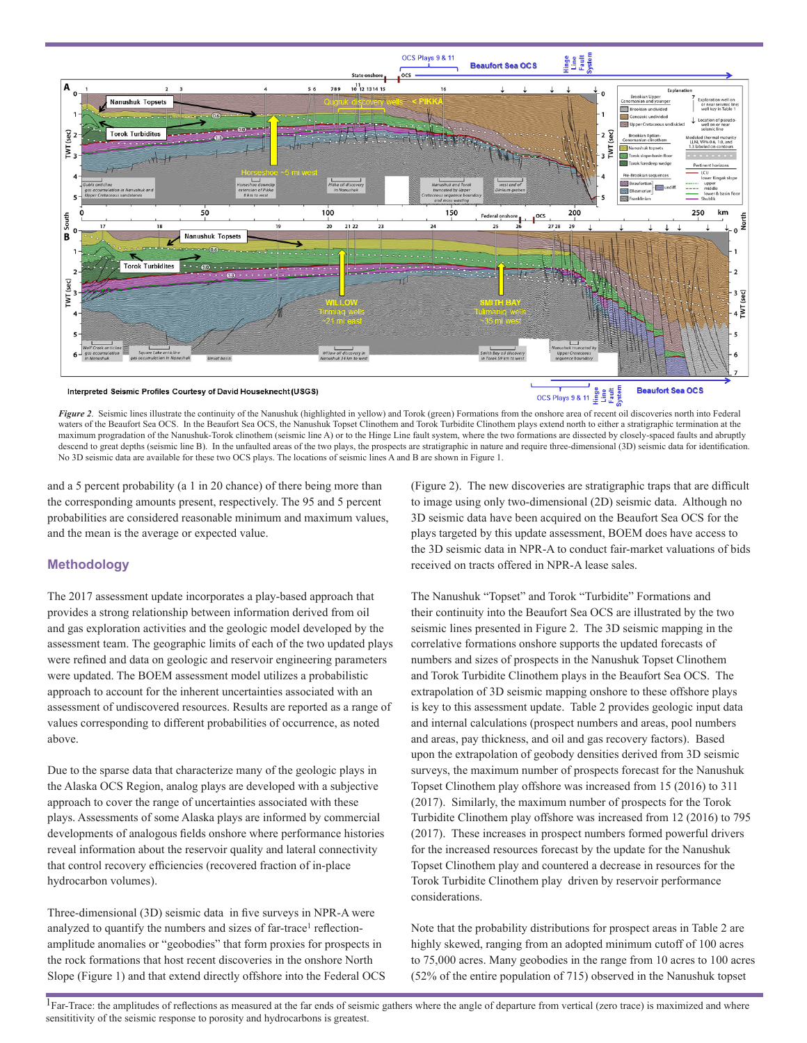*Figure 2.* Seismic lines illustrate the continuity of the Nanushuk (highlighted in yellow) and Torok (green) Formations from the onshore area of recent oil discoveries north into Federal waters of the Beaufort Sea OCS. In the Beaufort Sea OCS, the Nanushuk Topset Clinothem and Torok Turbidite Clinothem plays extend north to either a stratigraphic termination at the maximum progradation of the Nanushk-Torok clinothem (seismic line A) or to the Hinge Line fault system, where the two formations are dissected by closely-spaced faults and abruptly descend to great depths (seismic line B). In the unfaulted areas of the two plays, the prospects are stratigraphic in nature and require three-dimensional (3D) seismic data for identification. No 3D seismic data are available for these two OCS plays. The locations of seismic lines A and B are shown in Figure 1.

and a 5 percent probability (a 1 in 20 chance) of there being more than the corresponding amounts present, respectively. The 95 and 5 percent probabilities are considered reasonable minimum and maximum values, and the mean is the average or expected value.

## Methodology

The 2017 assessment update incorporates a play-based approach that provides a strong relationship between information derived from oil and gas exploration activities and the geologic model developed by the assessment team. The geographic limits of each of the two updated plays were refined and data on geologic and reservoir engineering parameters were updated. The BOEM assessment model utilizes a probabilistic approach to account for the inherent uncertainties associated with an assessment of undiscovered resources. Results are reported as a range of values corresponding to different probabilities of occurrence, as noted above.

Due to the sparse data that characterize many of the geologic plays in the Alaska OCS Region, analog plays are developed with a subjective approach to cover the range of uncertainties associated with these plays. Assessments of some Alaska plays are informed by commercial developments of analogous fields onshore where performance histories reveal information about the reservoir quality and lateral connectivity that control recovery efficiencies (recovered fraction of in-place hydrocarbon volumes).

Three-dimensional (3D) seismic data in five surveys in NPR-A were analyzed to quantify the numbers and sizes of far-trace[1] reflection-amplitude anomalies or "geobodies" that form proxies for prospects in the rock formations that host recent discoveries in the onshore North Slope (Figure 1) and that extend directly offshore into the Federal OCS (Figure 2). The new discoveries are stratigraphic traps that are difficult to image using only two-dimensional (2D) seismic data. Although no 3D seismic data have been acquired on the Beaufort Sea OCS for the plays targeted by this update assessment, BOEM does have access to the 3D seismic data in NPR-A to conduct fair-market valuations of bids received on tracts offered in NPR-A lease sales.

The Nanushuk "Topset" and Torok "Turbidite" Formations and their continuity into the Beaufort Sea OCS are illustrated by the two seismic lines presented in Figure 2. The 3D seismic mapping in the correlative formations onshore supports the updated forecasts of numbers and sizes of prospects in the Nanushuk Topset Clinothem and Torok Turbidite Clinothem plays in the Beaufort Sea OCS. The extrapolation of 3D seismic mapping onshore to these offshore plays is key to this assessment update. Table 2 provides geologic input data and internal calculations (prospect numbers and areas, pool numbers and areas, pay thickness, and oil and gas recovery factors). Based upon the extrapolation of geobody densities derived from 3D seismic surveys, the maximum number of prospects forecast for the Nanushuk Topset Clinothem play offshore was increased from 15 (2016) to 311 (2017). Similarly, the maximum number of prospects for the Torok Turbidite Clinothem play offshore was increased from 12 (2016) to 795 (2017). These increases in prospect numbers formed powerful drivers for the increased resources forecast by the update for the Nanushuk Topset Clinothem play and countered a decrease in resources for the Torok Turbidite Clinothem play driven by reservoir performance considerations.

Note that the probability distributions for prospect areas in Table 2 are highly skewed, ranging from an adopted minimum cutoff of 100 acres to 75,000 acres. Many geobodies in the range from 10 acres to 100 acres (52% of the entire population of 715) observed in the Nanushuk topset

[1] Far-Trace: the amplitudes of reflections as measured at the far ends of seismic gathers where the angle of departure from vertical (zero trace) is maximized and where sensititivity of the seismic response to porosity and hydrocarbons is greatest.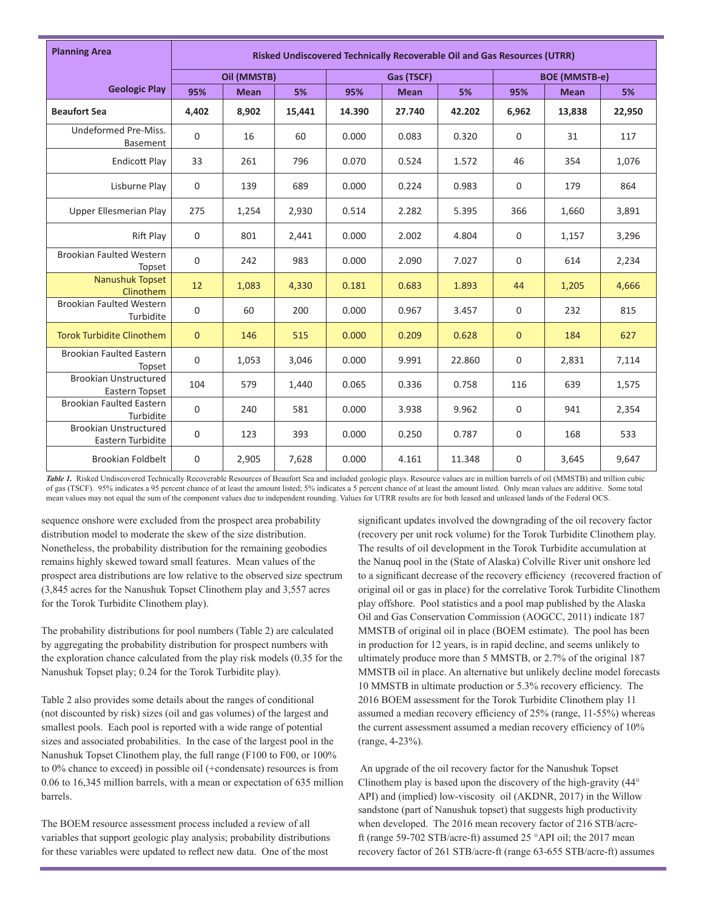| Planning Area / Geologic Play | Risked Undiscovered Technically Recoverable Oil and Gas Resources (UTRR) | | | | | | | | |
|---|---|---|---|---|---|---|---|---|---|
| | Oil (MMSTB) | | | Gas (TSCF) | | | BOE (MMSTB-e) | | |
| | 95% | Mean | 5% | 95% | Mean | 5% | 95% | Mean | 5% |
| **Beaufort Sea** | **4,402** | **8,902** | **15,441** | **14.390** | **27.740** | **42.202** | **6,962** | **13,838** | **22,950** |
| Undeformed Pre-Miss. Basement | 0 | 16 | 60 | 0.000 | 0.083 | 0.320 | 0 | 31 | 117 |
| Endicott Play | 33 | 261 | 796 | 0.070 | 0.524 | 1.572 | 46 | 354 | 1,076 |
| Lisburne Play | 0 | 139 | 689 | 0.000 | 0.224 | 0.983 | 0 | 179 | 864 |
| Upper Ellesmerian Play | 275 | 1,254 | 2,930 | 0.514 | 2.282 | 5.395 | 366 | 1,660 | 3,891 |
| Rift Play | 0 | 801 | 2,441 | 0.000 | 2.002 | 4.804 | 0 | 1,157 | 3,296 |
| Brookian Faulted Western Topset | 0 | 242 | 983 | 0.000 | 2.090 | 7.027 | 0 | 614 | 2,234 |
| Nanushuk Topset Clinothem | 12 | 1,083 | 4,330 | 0.181 | 0.683 | 1.893 | 44 | 1,205 | 4,666 |
| Brookian Faulted Western Turbidite | 0 | 60 | 200 | 0.000 | 0.967 | 3.457 | 0 | 232 | 815 |
| Torok Turbidite Clinothem | 0 | 146 | 515 | 0.000 | 0.209 | 0.628 | 0 | 184 | 627 |
| Brookian Faulted Eastern Topset | 0 | 1,053 | 3,046 | 0.000 | 9.991 | 22.860 | 0 | 2,831 | 7,114 |
| Brookian Unstructured Eastern Topset | 104 | 579 | 1,440 | 0.065 | 0.336 | 0.758 | 116 | 639 | 1,575 |
| Brookian Faulted Eastern Turbidite | 0 | 240 | 581 | 0.000 | 3.938 | 9.962 | 0 | 941 | 2,354 |
| Brookian Unstructured Eastern Turbidite | 0 | 123 | 393 | 0.000 | 0.250 | 0.787 | 0 | 168 | 533 |
| Brookian Foldbelt | 0 | 2,905 | 7,628 | 0.000 | 4.161 | 11.348 | 0 | 3,645 | 9,647 |

***Table 1.*** Risked Undiscovered Technically Recoverable Resources of Beaufort Sea and included geologic plays. Resource values are in million barrels of oil (MMSTB) and trillion cubic of gas (TSCF). 95% indicates a 95 percent chance of at least the amount listed; 5% indicates a 5 percent chance of at least the amount listed. Only mean values are additive. Some total mean values may not equal the sum of the component values due to independent rounding. Values for UTRR results are for both leased and unleased lands of the Federal OCS.

sequence onshore were excluded from the prospect area probability distribution model to moderate the skew of the size distribution. Nonetheless, the probability distribution for the remaining geobodies remains highly skewed toward small features. Mean values of the prospect area distributions are low relative to the observed size spectrum (3,845 acres for the Nanushuk Topset Clinothem play and 3,557 acres for the Torok Turbidite Clinothem play).

The probability distributions for pool numbers (Table 2) are calculated by aggregating the probability distribution for prospect numbers with the exploration chance calculated from the play risk models (0.35 for the Nanushuk Topset play; 0.24 for the Torok Turbidite play).

Table 2 also provides some details about the ranges of conditional (not discounted by risk) sizes (oil and gas volumes) of the largest and smallest pools. Each pool is reported with a wide range of potential sizes and associated probabilities. In the case of the largest pool in the Nanushuk Topset Clinothem play, the full range (F100 to F00, or 100% to 0% chance to exceed) in possible oil (+condensate) resources is from 0.06 to 16,345 million barrels, with a mean or expectation of 635 million barrels.

The BOEM resource assessment process included a review of all variables that support geologic play analysis; probability distributions for these variables were updated to reflect new data. One of the most significant updates involved the downgrading of the oil recovery factor (recovery per unit rock volume) for the Torok Turbidite Clinothem play. The results of oil development in the Torok Turbidite accumulation at the Nanuq pool in the (State of Alaska) Colville River unit onshore led to a significant decrease of the recovery efficiency (recovered fraction of original oil or gas in place) for the correlative Torok Turbidite Clinothem play offshore. Pool statistics and a pool map published by the Alaska Oil and Gas Conservation Commission (AOGCC, 2011) indicate 187 MMSTB of original oil in place (BOEM estimate). The pool has been in production for 12 years, is in rapid decline, and seems unlikely to ultimately produce more than 5 MMSTB, or 2.7% of the original 187 MMSTB oil in place. An alternative but unlikely decline model forecasts 10 MMSTB in ultimate production or 5.3% recovery efficiency. The 2016 BOEM assessment for the Torok Turbidite Clinothem play 11 assumed a median recovery efficiency of 25% (range, 11-55%) whereas the current assessment assumed a median recovery efficiency of 10% (range, 4-23%).

An upgrade of the oil recovery factor for the Nanushuk Topset Clinothem play is based upon the discovery of the high-gravity (44° API) and (implied) low-viscosity oil (AKDNR, 2017) in the Willow sandstone (part of Nanushuk topset) that suggests high productivity when developed. The 2016 mean recovery factor of 216 STB/acre-ft (range 59-702 STB/acre-ft) assumed 25 °API oil; the 2017 mean recovery factor of 261 STB/acre-ft (range 63-655 STB/acre-ft) assumes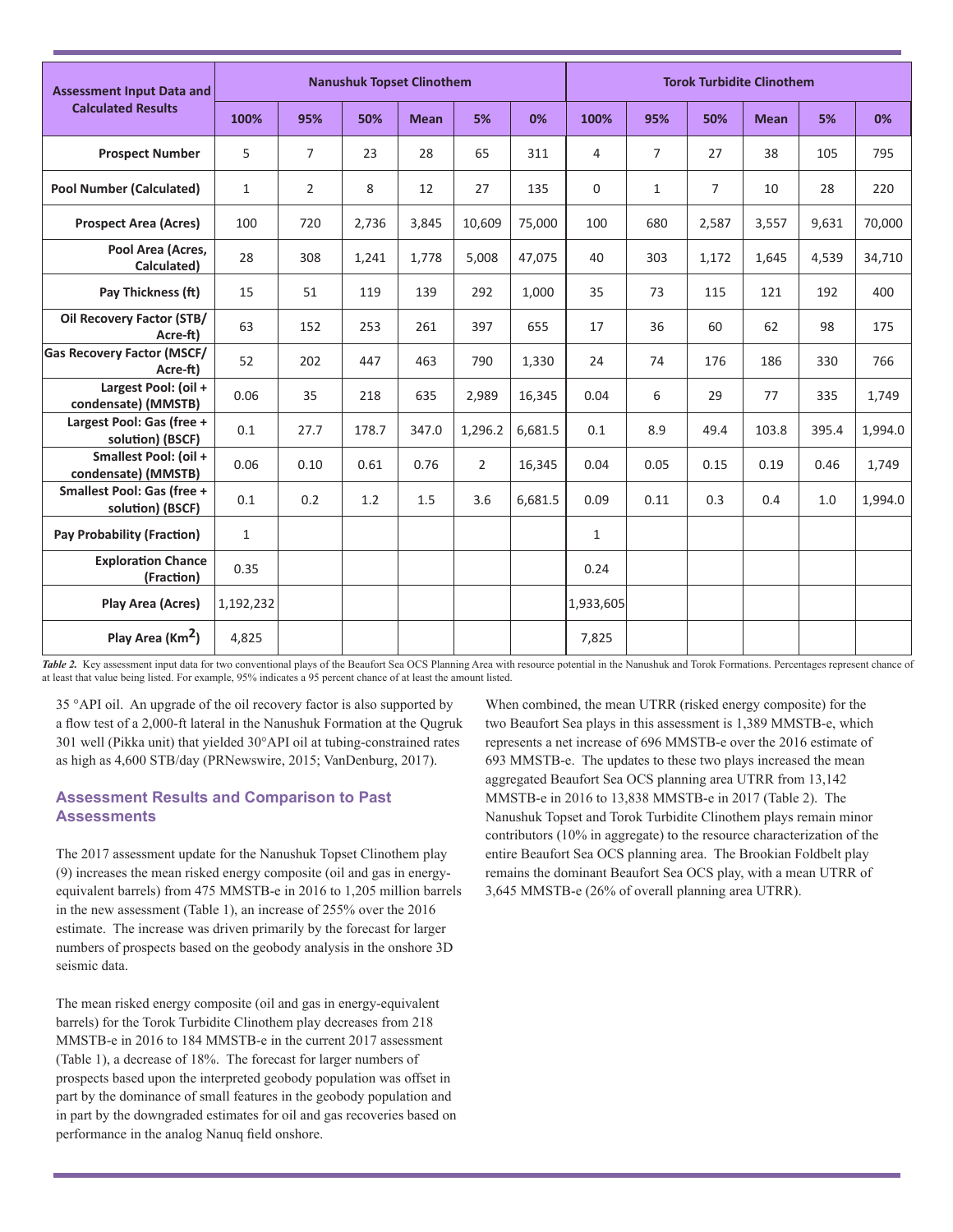| Assessment Input Data and Calculated Results | Nanushuk Topset Clinothem | | | | | | Torok Turbidite Clinothem | | | | | |
|---|---|---|---|---|---|---|---|---|---|---|---|---|
| | 100% | 95% | 50% | Mean | 5% | 0% | 100% | 95% | 50% | Mean | 5% | 0% |
| Prospect Number | 5 | 7 | 23 | 28 | 65 | 311 | 4 | 7 | 27 | 38 | 105 | 795 |
| Pool Number (Calculated) | 1 | 2 | 8 | 12 | 27 | 135 | 0 | 1 | 7 | 10 | 28 | 220 |
| Prospect Area (Acres) | 100 | 720 | 2,736 | 3,845 | 10,609 | 75,000 | 100 | 680 | 2,587 | 3,557 | 9,631 | 70,000 |
| Pool Area (Acres, Calculated) | 28 | 308 | 1,241 | 1,778 | 5,008 | 47,075 | 40 | 303 | 1,172 | 1,645 | 4,539 | 34,710 |
| Pay Thickness (ft) | 15 | 51 | 119 | 139 | 292 | 1,000 | 35 | 73 | 115 | 121 | 192 | 400 |
| Oil Recovery Factor (STB/ Acre-ft) | 63 | 152 | 253 | 261 | 397 | 655 | 17 | 36 | 60 | 62 | 98 | 175 |
| Gas Recovery Factor (MSCF/ Acre-ft) | 52 | 202 | 447 | 463 | 790 | 1,330 | 24 | 74 | 176 | 186 | 330 | 766 |
| Largest Pool: (oil + condensate) (MMSTB) | 0.06 | 35 | 218 | 635 | 2,989 | 16,345 | 0.04 | 6 | 29 | 77 | 335 | 1,749 |
| Largest Pool: Gas (free + solution) (BSCF) | 0.1 | 27.7 | 178.7 | 347.0 | 1,296.2 | 6,681.5 | 0.1 | 8.9 | 49.4 | 103.8 | 395.4 | 1,994.0 |
| Smallest Pool: (oil + condensate) (MMSTB) | 0.06 | 0.10 | 0.61 | 0.76 | 2 | 16,345 | 0.04 | 0.05 | 0.15 | 0.19 | 0.46 | 1,749 |
| Smallest Pool: Gas (free + solution) (BSCF) | 0.1 | 0.2 | 1.2 | 1.5 | 3.6 | 6,681.5 | 0.09 | 0.11 | 0.3 | 0.4 | 1.0 | 1,994.0 |
| Pay Probability (Fraction) | 1 | | | | | | 1 | | | | | |
| Exploration Chance (Fraction) | 0.35 | | | | | | 0.24 | | | | | |
| Play Area (Acres) | 1,192,232 | | | | | | 1,933,605 | | | | | |
| Play Area (Km$^2$) | 4,825 | | | | | | 7,825 | | | | | |

***Table 2.*** Key assessment input data for two conventional plays of the Beaufort Sea OCS Planning Area with resource potential in the Nanushuk and Torok Formations. Percentages represent chance of at least that value being listed. For example, 95% indicates a 95 percent chance of at least the amount listed.

35 °API oil. An upgrade of the oil recovery factor is also supported by a flow test of a 2,000-ft lateral in the Nanushuk Formation at the Qugruk 301 well (Pikka unit) that yielded 30°API oil at tubing-constrained rates as high as 4,600 STB/day (PRNewswire, 2015; VanDenburg, 2017).

## Assessment Results and Comparison to Past Assessments

The 2017 assessment update for the Nanushuk Topset Clinothem play (9) increases the mean risked energy composite (oil and gas in energy-equivalent barrels) from 475 MMSTB-e in 2016 to 1,205 million barrels in the new assessment (Table 1), an increase of 255% over the 2016 estimate. The increase was driven primarily by the forecast for larger numbers of prospects based on the geobody analysis in the onshore 3D seismic data.

The mean risked energy composite (oil and gas in energy-equivalent barrels) for the Torok Turbidite Clinothem play decreases from 218 MMSTB-e in 2016 to 184 MMSTB-e in the current 2017 assessment (Table 1), a decrease of 18%. The forecast for larger numbers of prospects based upon the interpreted geobody population was offset in part by the dominance of small features in the geobody population and in part by the downgraded estimates for oil and gas recoveries based on performance in the analog Nanuq field onshore.

When combined, the mean UTRR (risked energy composite) for the two Beaufort Sea plays in this assessment is 1,389 MMSTB-e, which represents a net increase of 696 MMSTB-e over the 2016 estimate of 693 MMSTB-e. The updates to these two plays increased the mean aggregated Beaufort Sea OCS planning area UTRR from 13,142 MMSTB-e in 2016 to 13,838 MMSTB-e in 2017 (Table 2). The Nanushuk Topset and Torok Turbidite Clinothem plays remain minor contributors (10% in aggregate) to the resource characterization of the entire Beaufort Sea OCS planning area. The Brookian Foldbelt play remains the dominant Beaufort Sea OCS play, with a mean UTRR of 3,645 MMSTB-e (26% of overall planning area UTRR).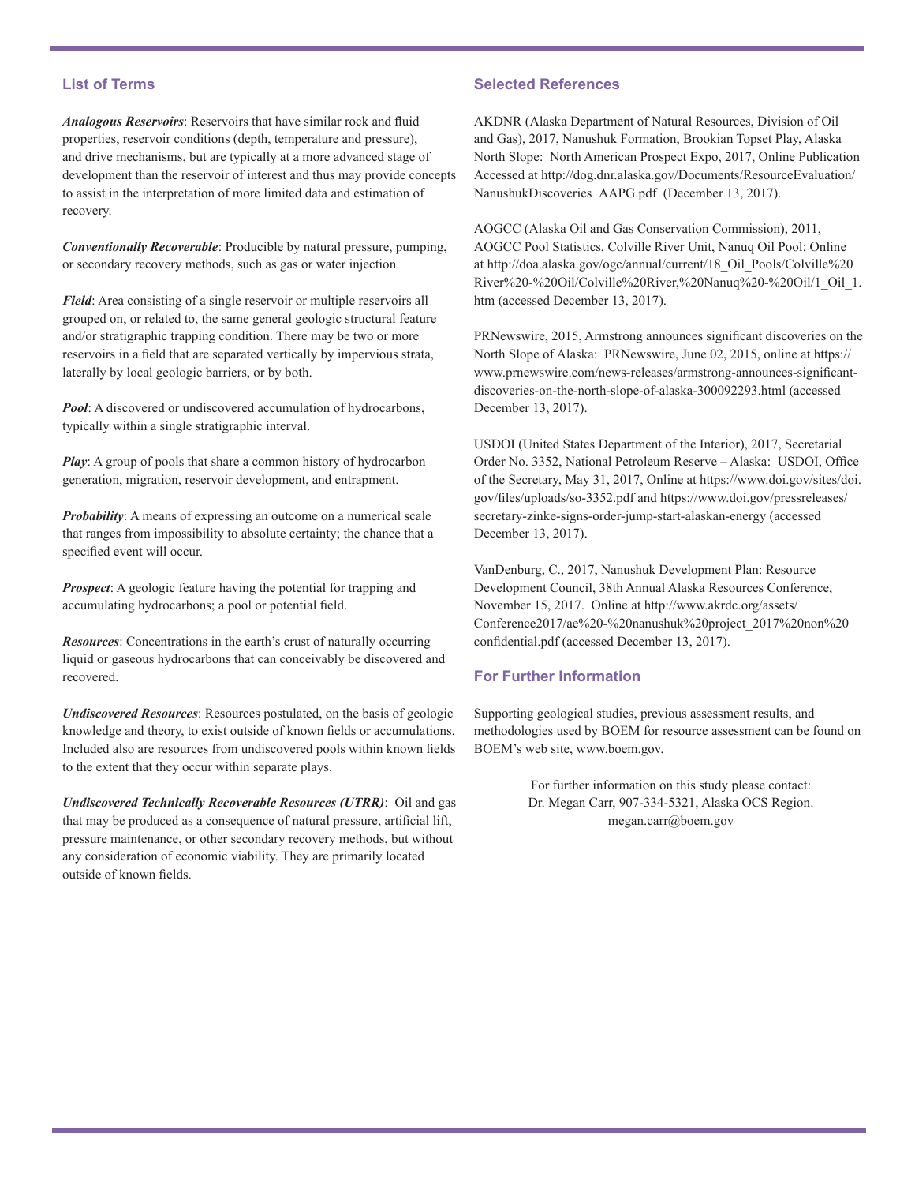## List of Terms

***Analogous Reservoirs***: Reservoirs that have similar rock and fluid properties, reservoir conditions (depth, temperature and pressure), and drive mechanisms, but are typically at a more advanced stage of development than the reservoir of interest and thus may provide concepts to assist in the interpretation of more limited data and estimation of recovery.

***Conventionally Recoverable***: Producible by natural pressure, pumping, or secondary recovery methods, such as gas or water injection.

***Field***: Area consisting of a single reservoir or multiple reservoirs all grouped on, or related to, the same general geologic structural feature and/or stratigraphic trapping condition. There may be two or more reservoirs in a field that are separated vertically by impervious strata, laterally by local geologic barriers, or by both.

***Pool***: A discovered or undiscovered accumulation of hydrocarbons, typically within a single stratigraphic interval.

***Play***: A group of pools that share a common history of hydrocarbon generation, migration, reservoir development, and entrapment.

***Probability***: A means of expressing an outcome on a numerical scale that ranges from impossibility to absolute certainty; the chance that a specified event will occur.

***Prospect***: A geologic feature having the potential for trapping and accumulating hydrocarbons; a pool or potential field.

***Resources***: Concentrations in the earth's crust of naturally occurring liquid or gaseous hydrocarbons that can conceivably be discovered and recovered.

***Undiscovered Resources***: Resources postulated, on the basis of geologic knowledge and theory, to exist outside of known fields or accumulations. Included also are resources from undiscovered pools within known fields to the extent that they occur within separate plays.

***Undiscovered Technically Recoverable Resources (UTRR)***: Oil and gas that may be produced as a consequence of natural pressure, artificial lift, pressure maintenance, or other secondary recovery methods, but without any consideration of economic viability. They are primarily located outside of known fields.

## Selected References

AKDNR (Alaska Department of Natural Resources, Division of Oil and Gas), 2017, Nanushuk Formation, Brookian Topset Play, Alaska North Slope: North American Prospect Expo, 2017, Online Publication Accessed at http://dog.dnr.alaska.gov/Documents/ResourceEvaluation/NanushukDiscoveries_AAPG.pdf (December 13, 2017).

AOGCC (Alaska Oil and Gas Conservation Commission), 2011, AOGCC Pool Statistics, Colville River Unit, Nanuq Oil Pool: Online at http://doa.alaska.gov/ogc/annual/current/18_Oil_Pools/Colville%20River%20-%20Oil/Colville%20River,%20Nanuq%20-%20Oil/1_Oil_1.htm (accessed December 13, 2017).

PRNewswire, 2015, Armstrong announces significant discoveries on the North Slope of Alaska: PRNewswire, June 02, 2015, online at https://www.prnewswire.com/news-releases/armstrong-announces-significant-discoveries-on-the-north-slope-of-alaska-300092293.html (accessed December 13, 2017).

USDOI (United States Department of the Interior), 2017, Secretarial Order No. 3352, National Petroleum Reserve – Alaska: USDOI, Office of the Secretary, May 31, 2017, Online at https://www.doi.gov/sites/doi.gov/files/uploads/so-3352.pdf and https://www.doi.gov/pressreleases/secretary-zinke-signs-order-jump-start-alaskan-energy (accessed December 13, 2017).

VanDenburg, C., 2017, Nanushuk Development Plan: Resource Development Council, 38th Annual Alaska Resources Conference, November 15, 2017. Online at http://www.akrdc.org/assets/Conference2017/ae%20-%20nanushuk%20project_2017%20non%20confidential.pdf (accessed December 13, 2017).

## For Further Information

Supporting geological studies, previous assessment results, and methodologies used by BOEM for resource assessment can be found on BOEM's web site, www.boem.gov.

For further information on this study please contact:
Dr. Megan Carr, 907-334-5321, Alaska OCS Region.
megan.carr@boem.gov